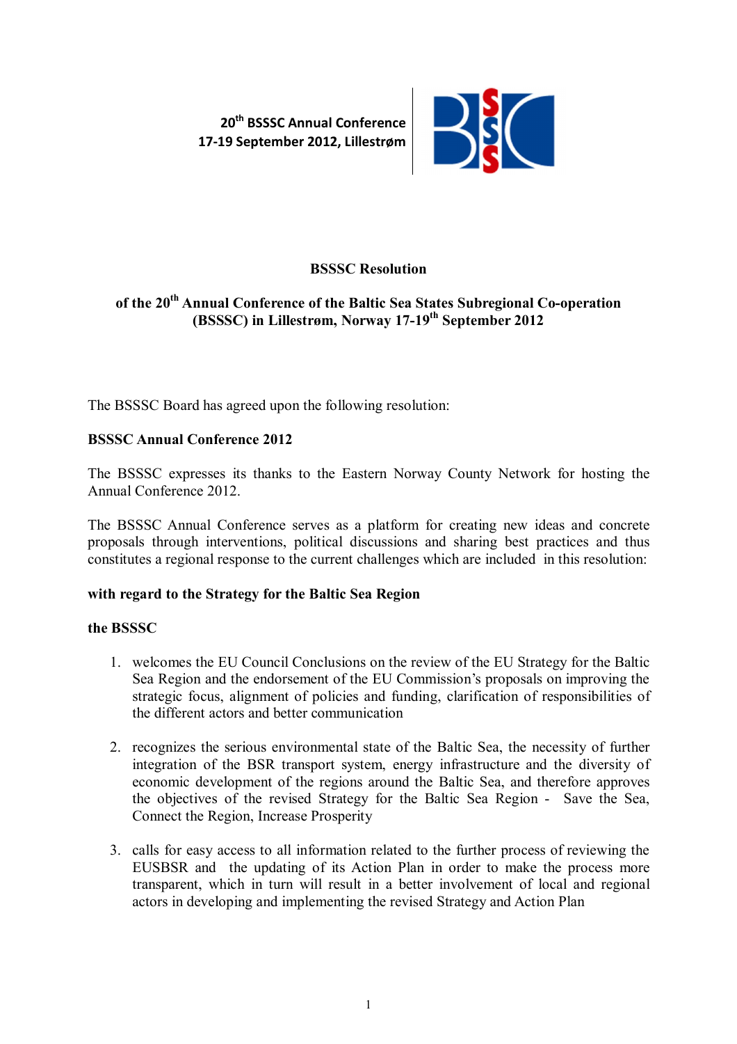20th BSSSC Annual Conference
17-19 September 2012, Lillestrøm

**BSSSC Resolution**

**of the 20th Annual Conference of the Baltic Sea States Subregional Co-operation (BSSSC) in Lillestrøm, Norway 17-19th September 2012**

The BSSSC Board has agreed upon the following resolution:

**BSSSC Annual Conference 2012**

The BSSSC expresses its thanks to the Eastern Norway County Network for hosting the Annual Conference 2012.

The BSSSC Annual Conference serves as a platform for creating new ideas and concrete proposals through interventions, political discussions and sharing best practices and thus constitutes a regional response to the current challenges which are included in this resolution:

**with regard to the Strategy for the Baltic Sea Region**

**the BSSSC**

1. welcomes the EU Council Conclusions on the review of the EU Strategy for the Baltic Sea Region and the endorsement of the EU Commission's proposals on improving the strategic focus, alignment of policies and funding, clarification of responsibilities of the different actors and better communication

2. recognizes the serious environmental state of the Baltic Sea, the necessity of further integration of the BSR transport system, energy infrastructure and the diversity of economic development of the regions around the Baltic Sea, and therefore approves the objectives of the revised Strategy for the Baltic Sea Region - Save the Sea, Connect the Region, Increase Prosperity

3. calls for easy access to all information related to the further process of reviewing the EUSBSR and the updating of its Action Plan in order to make the process more transparent, which in turn will result in a better involvement of local and regional actors in developing and implementing the revised Strategy and Action Plan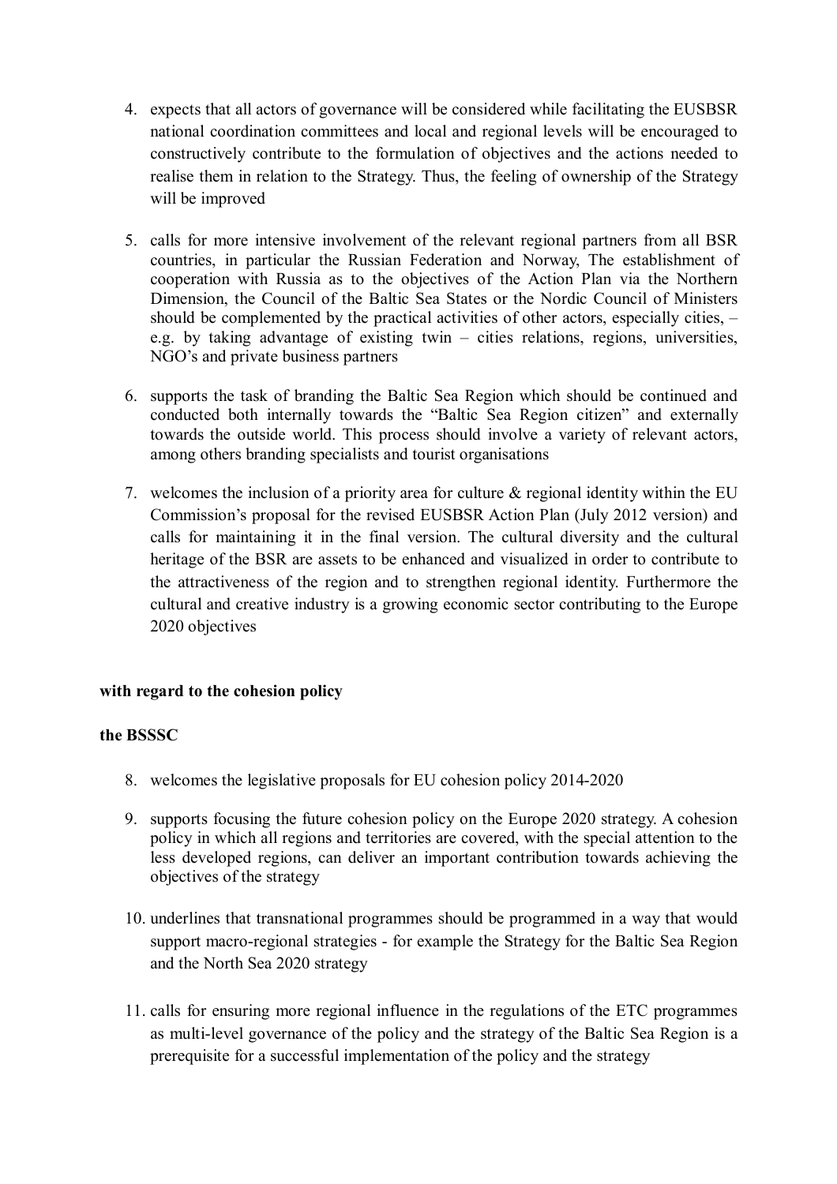4. expects that all actors of governance will be considered while facilitating the EUSBSR national coordination committees and local and regional levels will be encouraged to constructively contribute to the formulation of objectives and the actions needed to realise them in relation to the Strategy. Thus, the feeling of ownership of the Strategy will be improved

5. calls for more intensive involvement of the relevant regional partners from all BSR countries, in particular the Russian Federation and Norway, The establishment of cooperation with Russia as to the objectives of the Action Plan via the Northern Dimension, the Council of the Baltic Sea States or the Nordic Council of Ministers should be complemented by the practical activities of other actors, especially cities, – e.g. by taking advantage of existing twin – cities relations, regions, universities, NGO's and private business partners

6. supports the task of branding the Baltic Sea Region which should be continued and conducted both internally towards the "Baltic Sea Region citizen" and externally towards the outside world. This process should involve a variety of relevant actors, among others branding specialists and tourist organisations

7. welcomes the inclusion of a priority area for culture & regional identity within the EU Commission's proposal for the revised EUSBSR Action Plan (July 2012 version) and calls for maintaining it in the final version. The cultural diversity and the cultural heritage of the BSR are assets to be enhanced and visualized in order to contribute to the attractiveness of the region and to strengthen regional identity. Furthermore the cultural and creative industry is a growing economic sector contributing to the Europe 2020 objectives

**with regard to the cohesion policy**

**the BSSSC**

8. welcomes the legislative proposals for EU cohesion policy 2014-2020

9. supports focusing the future cohesion policy on the Europe 2020 strategy. A cohesion policy in which all regions and territories are covered, with the special attention to the less developed regions, can deliver an important contribution towards achieving the objectives of the strategy

10. underlines that transnational programmes should be programmed in a way that would support macro-regional strategies - for example the Strategy for the Baltic Sea Region and the North Sea 2020 strategy

11. calls for ensuring more regional influence in the regulations of the ETC programmes as multi-level governance of the policy and the strategy of the Baltic Sea Region is a prerequisite for a successful implementation of the policy and the strategy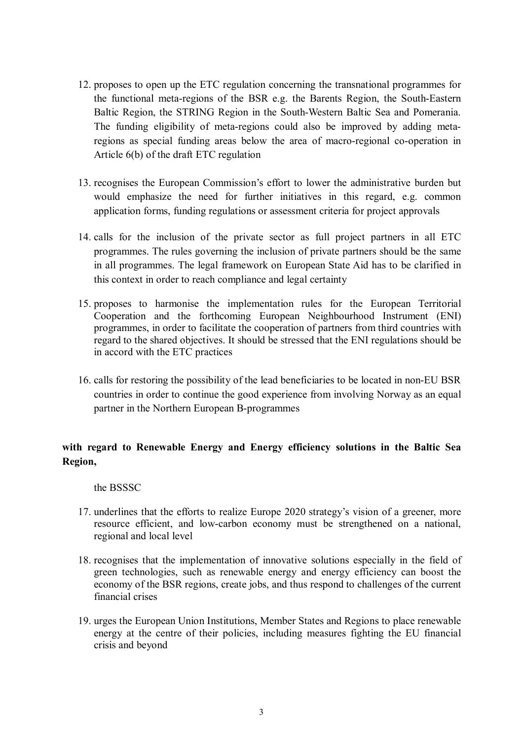12. proposes to open up the ETC regulation concerning the transnational programmes for the functional meta-regions of the BSR e.g. the Barents Region, the South-Eastern Baltic Region, the STRING Region in the South-Western Baltic Sea and Pomerania. The funding eligibility of meta-regions could also be improved by adding meta-regions as special funding areas below the area of macro-regional co-operation in Article 6(b) of the draft ETC regulation

13. recognises the European Commission's effort to lower the administrative burden but would emphasize the need for further initiatives in this regard, e.g. common application forms, funding regulations or assessment criteria for project approvals

14. calls for the inclusion of the private sector as full project partners in all ETC programmes. The rules governing the inclusion of private partners should be the same in all programmes. The legal framework on European State Aid has to be clarified in this context in order to reach compliance and legal certainty

15. proposes to harmonise the implementation rules for the European Territorial Cooperation and the forthcoming European Neighbourhood Instrument (ENI) programmes, in order to facilitate the cooperation of partners from third countries with regard to the shared objectives. It should be stressed that the ENI regulations should be in accord with the ETC practices

16. calls for restoring the possibility of the lead beneficiaries to be located in non-EU BSR countries in order to continue the good experience from involving Norway as an equal partner in the Northern European B-programmes

**with regard to Renewable Energy and Energy efficiency solutions in the Baltic Sea Region,**

the BSSSC

17. underlines that the efforts to realize Europe 2020 strategy's vision of a greener, more resource efficient, and low-carbon economy must be strengthened on a national, regional and local level

18. recognises that the implementation of innovative solutions especially in the field of green technologies, such as renewable energy and energy efficiency can boost the economy of the BSR regions, create jobs, and thus respond to challenges of the current financial crises

19. urges the European Union Institutions, Member States and Regions to place renewable energy at the centre of their policies, including measures fighting the EU financial crisis and beyond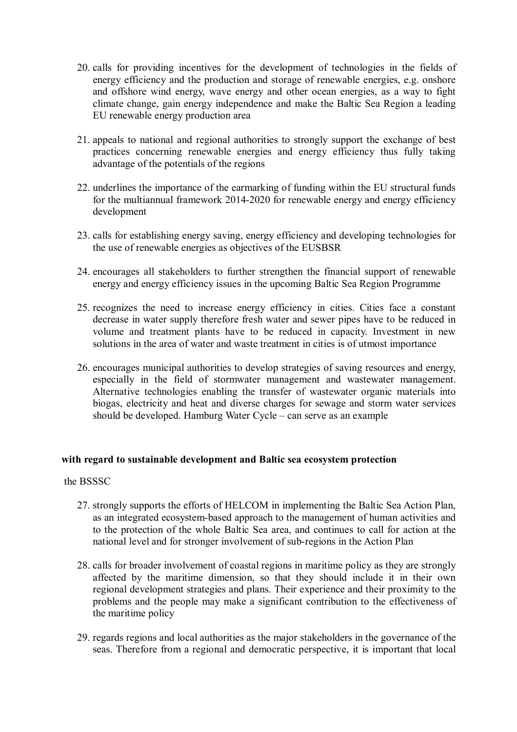20. calls for providing incentives for the development of technologies in the fields of energy efficiency and the production and storage of renewable energies, e.g. onshore and offshore wind energy, wave energy and other ocean energies, as a way to fight climate change, gain energy independence and make the Baltic Sea Region a leading EU renewable energy production area

21. appeals to national and regional authorities to strongly support the exchange of best practices concerning renewable energies and energy efficiency thus fully taking advantage of the potentials of the regions

22. underlines the importance of the earmarking of funding within the EU structural funds for the multiannual framework 2014-2020 for renewable energy and energy efficiency development

23. calls for establishing energy saving, energy efficiency and developing technologies for the use of renewable energies as objectives of the EUSBSR

24. encourages all stakeholders to further strengthen the financial support of renewable energy and energy efficiency issues in the upcoming Baltic Sea Region Programme

25. recognizes the need to increase energy efficiency in cities. Cities face a constant decrease in water supply therefore fresh water and sewer pipes have to be reduced in volume and treatment plants have to be reduced in capacity. Investment in new solutions in the area of water and waste treatment in cities is of utmost importance

26. encourages municipal authorities to develop strategies of saving resources and energy, especially in the field of stormwater management and wastewater management. Alternative technologies enabling the transfer of wastewater organic materials into biogas, electricity and heat and diverse charges for sewage and storm water services should be developed. Hamburg Water Cycle – can serve as an example

**with regard to sustainable development and Baltic sea ecosystem protection**

the BSSSC

27. strongly supports the efforts of HELCOM in implementing the Baltic Sea Action Plan, as an integrated ecosystem-based approach to the management of human activities and to the protection of the whole Baltic Sea area, and continues to call for action at the national level and for stronger involvement of sub-regions in the Action Plan

28. calls for broader involvement of coastal regions in maritime policy as they are strongly affected by the maritime dimension, so that they should include it in their own regional development strategies and plans. Their experience and their proximity to the problems and the people may make a significant contribution to the effectiveness of the maritime policy

29. regards regions and local authorities as the major stakeholders in the governance of the seas. Therefore from a regional and democratic perspective, it is important that local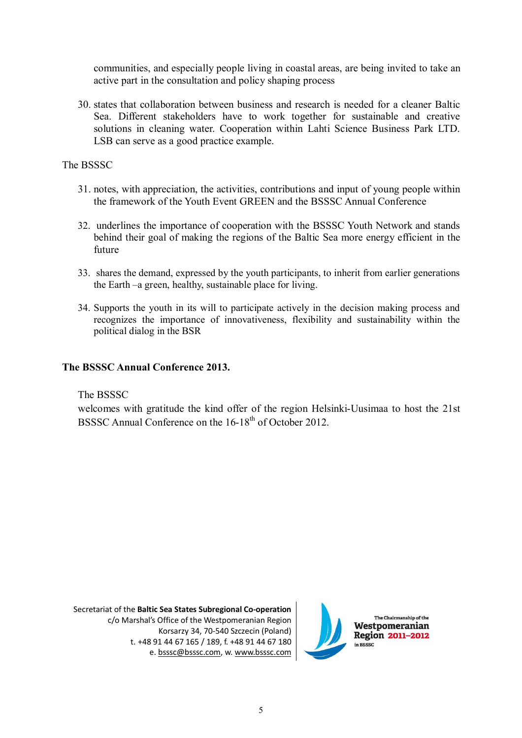communities, and especially people living in coastal areas, are being invited to take an active part in the consultation and policy shaping process

30. states that collaboration between business and research is needed for a cleaner Baltic Sea. Different stakeholders have to work together for sustainable and creative solutions in cleaning water. Cooperation within Lahti Science Business Park LTD. LSB can serve as a good practice example.

The BSSSC

31. notes, with appreciation, the activities, contributions and input of young people within the framework of the Youth Event GREEN and the BSSSC Annual Conference

32. underlines the importance of cooperation with the BSSSC Youth Network and stands behind their goal of making the regions of the Baltic Sea more energy efficient in the future

33. shares the demand, expressed by the youth participants, to inherit from earlier generations the Earth –a green, healthy, sustainable place for living.

34. Supports the youth in its will to participate actively in the decision making process and recognizes the importance of innovativeness, flexibility and sustainability within the political dialog in the BSR

**The BSSSC Annual Conference 2013.**

The BSSSC
welcomes with gratitude the kind offer of the region Helsinki-Uusimaa to host the 21st BSSSC Annual Conference on the 16-18th of October 2012.

Secretariat of the **Baltic Sea States Subregional Co-operation**
c/o Marshal's Office of the Westpomeranian Region
Korsarzy 34, 70-540 Szczecin (Poland)
t. +48 91 44 67 165 / 189, f. +48 91 44 67 180
e. bsssc@bsssc.com, w. www.bsssc.com

The Chairmanship of the **Westpomeranian Region 2011–2012** in BSSSC